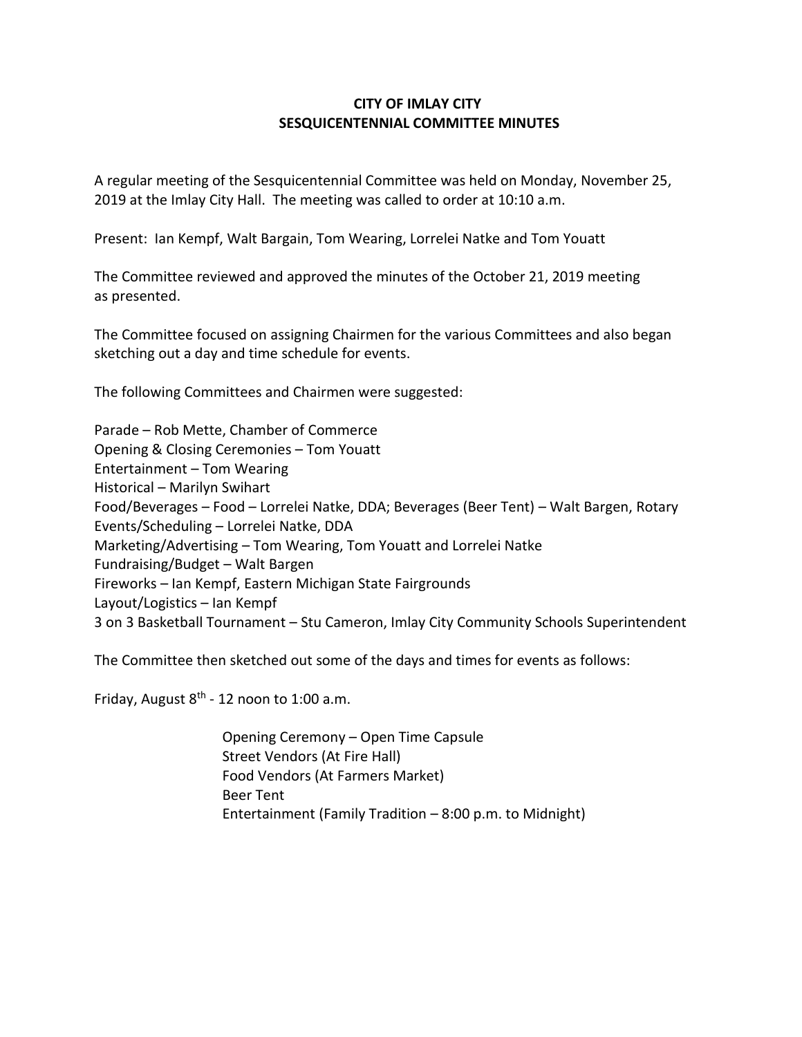**CITY OF IMLAY CITY**
**SESQUICENTENNIAL COMMITTEE MINUTES**

A regular meeting of the Sesquicentennial Committee was held on Monday, November 25, 2019 at the Imlay City Hall. The meeting was called to order at 10:10 a.m.

Present: Ian Kempf, Walt Bargain, Tom Wearing, Lorrelei Natke and Tom Youatt

The Committee reviewed and approved the minutes of the October 21, 2019 meeting as presented.

The Committee focused on assigning Chairmen for the various Committees and also began sketching out a day and time schedule for events.

The following Committees and Chairmen were suggested:

Parade – Rob Mette, Chamber of Commerce
Opening & Closing Ceremonies – Tom Youatt
Entertainment – Tom Wearing
Historical – Marilyn Swihart
Food/Beverages – Food – Lorrelei Natke, DDA; Beverages (Beer Tent) – Walt Bargen, Rotary
Events/Scheduling – Lorrelei Natke, DDA
Marketing/Advertising – Tom Wearing, Tom Youatt and Lorrelei Natke
Fundraising/Budget – Walt Bargen
Fireworks – Ian Kempf, Eastern Michigan State Fairgrounds
Layout/Logistics – Ian Kempf
3 on 3 Basketball Tournament – Stu Cameron, Imlay City Community Schools Superintendent

The Committee then sketched out some of the days and times for events as follows:

Friday, August 8th - 12 noon to 1:00 a.m.

Opening Ceremony – Open Time Capsule
Street Vendors (At Fire Hall)
Food Vendors (At Farmers Market)
Beer Tent
Entertainment (Family Tradition – 8:00 p.m. to Midnight)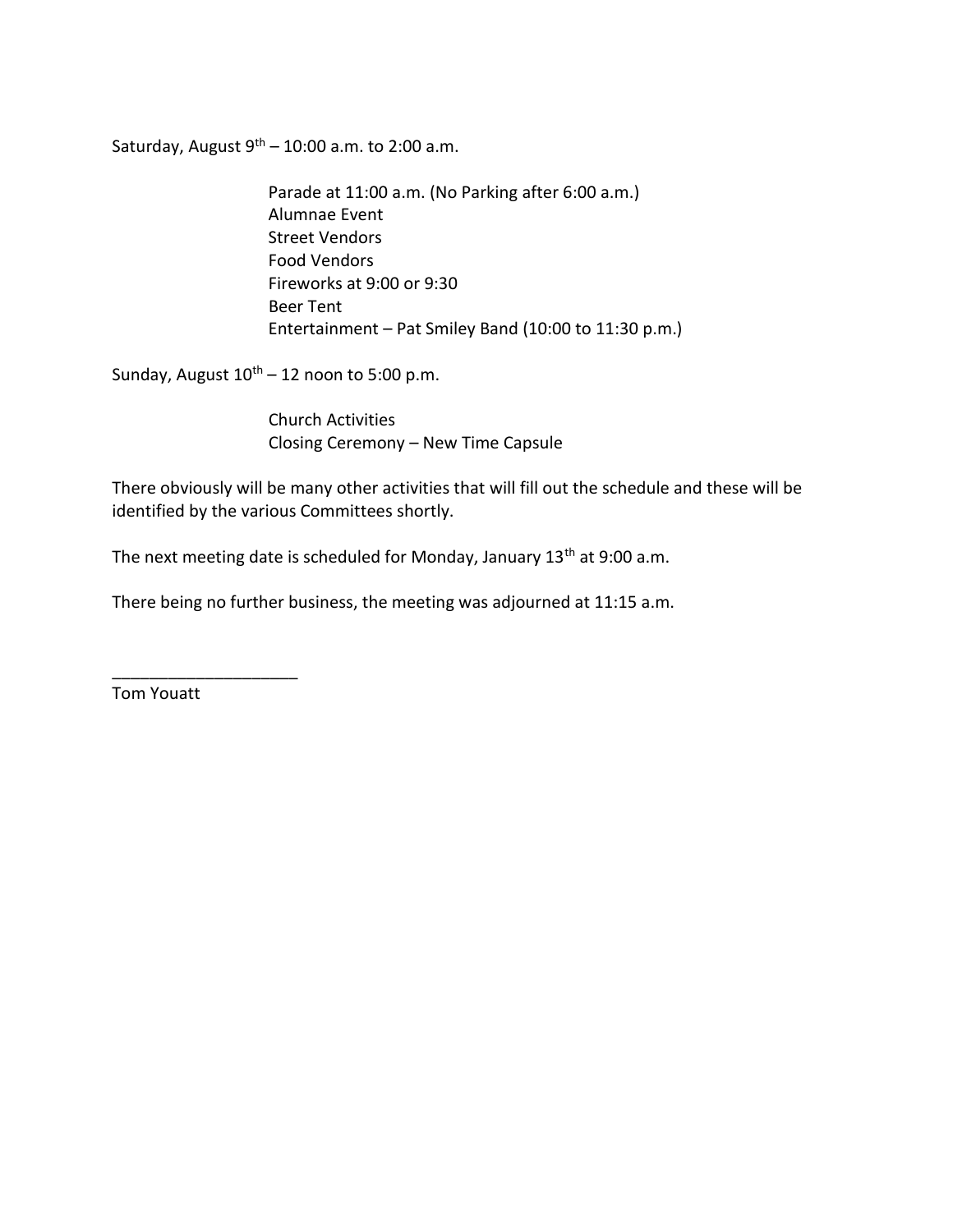Saturday, August 9th – 10:00 a.m. to 2:00 a.m.

Parade at 11:00 a.m. (No Parking after 6:00 a.m.)
Alumnae Event
Street Vendors
Food Vendors
Fireworks at 9:00 or 9:30
Beer Tent
Entertainment – Pat Smiley Band (10:00 to 11:30 p.m.)

Sunday, August 10th – 12 noon to 5:00 p.m.

Church Activities
Closing Ceremony – New Time Capsule

There obviously will be many other activities that will fill out the schedule and these will be identified by the various Committees shortly.

The next meeting date is scheduled for Monday, January 13th at 9:00 a.m.

There being no further business, the meeting was adjourned at 11:15 a.m.

____________________
Tom Youatt